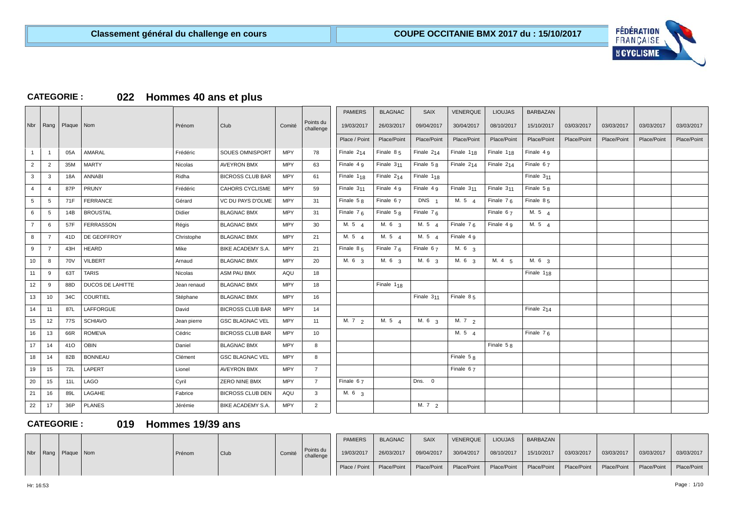**Classement général du challenge en cours**

**COUPE OCCITANIE BMX 2017 du : 15/10/2017**

## CATEGORIE : 022 Hommes 40 ans et plus

| Nbr | Rang | Plaque | Nom | Prénom | Club | Comité | Points du challenge | PAMIERS | BLAGNAC | SAIX | VENERQUE | LIOUJAS | BARBAZAN | | | | |
|---|---|---|---|---|---|---|---|---|---|---|---|---|---|---|---|---|---|
| | | | | | | | | 19/03/2017 | 26/03/2017 | 09/04/2017 | 30/04/2017 | 08/10/2017 | 15/10/2017 | 03/03/2017 | 03/03/2017 | 03/03/2017 | 03/03/2017 |
| | | | | | | | | Place / Point | Place/Point | Place/Point | Place/Point | Place/Point | Place/Point | Place/Point | Place/Point | Place/Point | Place/Point |
| 1 | 1 | 05A | AMARAL | Frédéric | SOUES OMNISPORT | MPY | 78 | Finale 2 14 | Finale 8 5 | Finale 2 14 | Finale 1 18 | Finale 1 18 | Finale 4 9 | | | | |
| 2 | 2 | 35M | MARTY | Nicolas | AVEYRON BMX | MPY | 63 | Finale 4 9 | Finale 3 11 | Finale 5 8 | Finale 2 14 | Finale 2 14 | Finale 6 7 | | | | |
| 3 | 3 | 18A | ANNABI | Ridha | BICROSS CLUB BAR | MPY | 61 | Finale 1 18 | Finale 2 14 | Finale 1 18 | | | Finale 3 11 | | | | |
| 4 | 4 | 87P | PRUNY | Frédéric | CAHORS CYCLISME | MPY | 59 | Finale 3 11 | Finale 4 9 | Finale 4 9 | Finale 3 11 | Finale 3 11 | Finale 5 8 | | | | |
| 5 | 5 | 71F | FERRANCE | Gérard | VC DU PAYS D'OLME | MPY | 31 | Finale 5 8 | Finale 6 7 | DNS 1 | M. 5 4 | Finale 7 6 | Finale 8 5 | | | | |
| 6 | 5 | 14B | BROUSTAL | Didier | BLAGNAC BMX | MPY | 31 | Finale 7 6 | Finale 5 8 | Finale 7 6 | | Finale 6 7 | M. 5 4 | | | | |
| 7 | 6 | 57F | FERRASSON | Régis | BLAGNAC BMX | MPY | 30 | M. 5 4 | M. 6 3 | M. 5 4 | Finale 7 6 | Finale 4 9 | M. 5 4 | | | | |
| 8 | 7 | 41D | DE GEOFFROY | Christophe | BLAGNAC BMX | MPY | 21 | M. 5 4 | M. 5 4 | M. 5 4 | Finale 4 9 | | | | | | |
| 9 | 7 | 43H | HEARD | Mike | BIKE ACADEMY S.A. | MPY | 21 | Finale 8 5 | Finale 7 6 | Finale 6 7 | M. 6 3 | | | | | | |
| 10 | 8 | 70V | VILBERT | Arnaud | BLAGNAC BMX | MPY | 20 | M. 6 3 | M. 6 3 | M. 6 3 | M. 6 3 | M. 4 5 | M. 6 3 | | | | |
| 11 | 9 | 63T | TARIS | Nicolas | ASM PAU BMX | AQU | 18 | | | | | | Finale 1 18 | | | | |
| 12 | 9 | 88D | DUCOS DE LAHITTE | Jean renaud | BLAGNAC BMX | MPY | 18 | | Finale 1 18 | | | | | | | | |
| 13 | 10 | 34C | COURTIEL | Stéphane | BLAGNAC BMX | MPY | 16 | | | Finale 3 11 | Finale 8 5 | | | | | | |
| 14 | 11 | 87L | LAFFORGUE | David | BICROSS CLUB BAR | MPY | 14 | | | | | | Finale 2 14 | | | | |
| 15 | 12 | 77S | SCHIAVO | Jean pierre | GSC BLAGNAC VEL | MPY | 11 | M. 7 2 | M. 5 4 | M. 6 3 | M. 7 2 | | | | | | |
| 16 | 13 | 66R | ROMEVA | Cédric | BICROSS CLUB BAR | MPY | 10 | | | | M. 5 4 | | Finale 7 6 | | | | |
| 17 | 14 | 41O | OBIN | Daniel | BLAGNAC BMX | MPY | 8 | | | | | Finale 5 8 | | | | | |
| 18 | 14 | 82B | BONNEAU | Clément | GSC BLAGNAC VEL | MPY | 8 | | | | Finale 5 8 | | | | | | |
| 19 | 15 | 72L | LAPERT | Lionel | AVEYRON BMX | MPY | 7 | | | | Finale 6 7 | | | | | | |
| 20 | 15 | 11L | LAGO | Cyril | ZERO NINE BMX | MPY | 7 | Finale 6 7 | | Dns. 0 | | | | | | | |
| 21 | 16 | 89L | LAGAHE | Fabrice | BICROSS CLUB DEN | AQU | 3 | M. 6 3 | | | | | | | | | |
| 22 | 17 | 36P | PLANES | Jérémie | BIKE ACADEMY S.A. | MPY | 2 | | | M. 7 2 | | | | | | | |

## CATEGORIE : 019 Hommes 19/39 ans

| Nbr | Rang | Plaque | Nom | Prénom | Club | Comité | Points du challenge | PAMIERS | BLAGNAC | SAIX | VENERQUE | LIOUJAS | BARBAZAN | | | | |
|---|---|---|---|---|---|---|---|---|---|---|---|---|---|---|---|---|---|
| | | | | | | | | 19/03/2017 | 26/03/2017 | 09/04/2017 | 30/04/2017 | 08/10/2017 | 15/10/2017 | 03/03/2017 | 03/03/2017 | 03/03/2017 | 03/03/2017 |
| | | | | | | | | Place / Point | Place/Point | Place/Point | Place/Point | Place/Point | Place/Point | Place/Point | Place/Point | Place/Point | Place/Point |

Hr: 16:53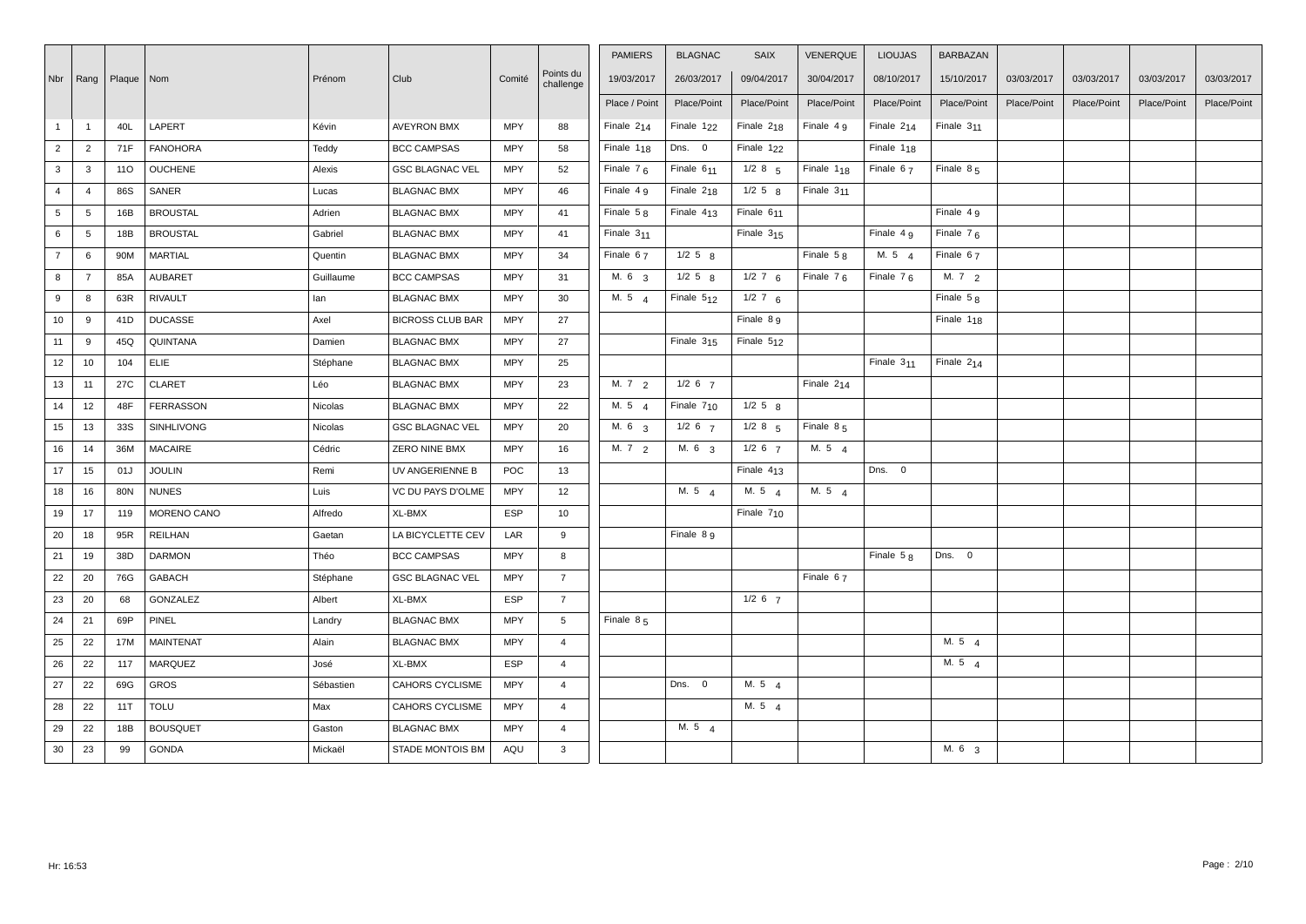| Nbr | Rang | Plaque | Nom | Prénom | Club | Comité | Points du challenge | PAMIERS | BLAGNAC | SAIX | VENERQUE | LIOUJAS | BARBAZAN | | | | |
|---|---|---|---|---|---|---|---|---|---|---|---|---|---|---|---|---|---|
| | | | | | | | | 19/03/2017 | 26/03/2017 | 09/04/2017 | 30/04/2017 | 08/10/2017 | 15/10/2017 | 03/03/2017 | 03/03/2017 | 03/03/2017 | 03/03/2017 |
| | | | | | | | | Place / Point | Place/Point | Place/Point | Place/Point | Place/Point | Place/Point | Place/Point | Place/Point | Place/Point | Place/Point |
| 1 | 1 | 40L | LAPERT | Kévin | AVEYRON BMX | MPY | 88 | Finale $2_{14}$ | Finale $1_{22}$ | Finale $2_{18}$ | Finale $4_{9}$ | Finale $2_{14}$ | Finale $3_{11}$ | | | | |
| 2 | 2 | 71F | FANOHORA | Teddy | BCC CAMPSAS | MPY | 58 | Finale $1_{18}$ | Dns. 0 | Finale $1_{22}$ | | Finale $1_{18}$ | | | | | |
| 3 | 3 | 11O | OUCHENE | Alexis | GSC BLAGNAC VEL | MPY | 52 | Finale $7_{6}$ | Finale $6_{11}$ | 1/2 8 5 | Finale $1_{18}$ | Finale $6_{7}$ | Finale $8_{5}$ | | | | |
| 4 | 4 | 86S | SANER | Lucas | BLAGNAC BMX | MPY | 46 | Finale $4_{9}$ | Finale $2_{18}$ | 1/2 5 8 | Finale $3_{11}$ | | | | | | |
| 5 | 5 | 16B | BROUSTAL | Adrien | BLAGNAC BMX | MPY | 41 | Finale $5_{8}$ | Finale $4_{13}$ | Finale $6_{11}$ | | | Finale $4_{9}$ | | | | |
| 6 | 5 | 18B | BROUSTAL | Gabriel | BLAGNAC BMX | MPY | 41 | Finale $3_{11}$ | | Finale $3_{15}$ | | Finale $4_{9}$ | Finale $7_{6}$ | | | | |
| 7 | 6 | 90M | MARTIAL | Quentin | BLAGNAC BMX | MPY | 34 | Finale $6_{7}$ | 1/2 5 8 | | Finale $5_{8}$ | M. 5 4 | Finale $6_{7}$ | | | | |
| 8 | 7 | 85A | AUBARET | Guillaume | BCC CAMPSAS | MPY | 31 | M. 6 3 | 1/2 5 8 | 1/2 7 6 | Finale $7_{6}$ | Finale $7_{6}$ | M. 7 2 | | | | |
| 9 | 8 | 63R | RIVAULT | Ian | BLAGNAC BMX | MPY | 30 | M. 5 4 | Finale $5_{12}$ | 1/2 7 6 | | | Finale $5_{8}$ | | | | |
| 10 | 9 | 41D | DUCASSE | Axel | BICROSS CLUB BAR | MPY | 27 | | | Finale $8_{9}$ | | | Finale $1_{18}$ | | | | |
| 11 | 9 | 45Q | QUINTANA | Damien | BLAGNAC BMX | MPY | 27 | | Finale $3_{15}$ | Finale $5_{12}$ | | | | | | | |
| 12 | 10 | 104 | ELIE | Stéphane | BLAGNAC BMX | MPY | 25 | | | | | Finale $3_{11}$ | Finale $2_{14}$ | | | | |
| 13 | 11 | 27C | CLARET | Léo | BLAGNAC BMX | MPY | 23 | M. 7 2 | 1/2 6 7 | | Finale $2_{14}$ | | | | | | |
| 14 | 12 | 48F | FERRASSON | Nicolas | BLAGNAC BMX | MPY | 22 | M. 5 4 | Finale $7_{10}$ | 1/2 5 8 | | | | | | | |
| 15 | 13 | 33S | SINHLIVONG | Nicolas | GSC BLAGNAC VEL | MPY | 20 | M. 6 3 | 1/2 6 7 | 1/2 8 5 | Finale $8_{5}$ | | | | | | |
| 16 | 14 | 36M | MACAIRE | Cédric | ZERO NINE BMX | MPY | 16 | M. 7 2 | M. 6 3 | 1/2 6 7 | M. 5 4 | | | | | | |
| 17 | 15 | 01J | JOULIN | Remi | UV ANGERIENNE B | POC | 13 | | | Finale $4_{13}$ | | Dns. 0 | | | | | |
| 18 | 16 | 80N | NUNES | Luis | VC DU PAYS D'OLME | MPY | 12 | | M. 5 4 | M. 5 4 | M. 5 4 | | | | | | |
| 19 | 17 | 119 | MORENO CANO | Alfredo | XL-BMX | ESP | 10 | | | Finale $7_{10}$ | | | | | | | |
| 20 | 18 | 95R | REILHAN | Gaetan | LA BICYCLETTE CEV | LAR | 9 | | Finale $8_{9}$ | | | | | | | | |
| 21 | 19 | 38D | DARMON | Théo | BCC CAMPSAS | MPY | 8 | | | | | Finale $5_{8}$ | Dns. 0 | | | | |
| 22 | 20 | 76G | GABACH | Stéphane | GSC BLAGNAC VEL | MPY | 7 | | | | Finale $6_{7}$ | | | | | | |
| 23 | 20 | 68 | GONZALEZ | Albert | XL-BMX | ESP | 7 | | | 1/2 6 7 | | | | | | | |
| 24 | 21 | 69P | PINEL | Landry | BLAGNAC BMX | MPY | 5 | Finale $8_{5}$ | | | | | | | | | |
| 25 | 22 | 17M | MAINTENAT | Alain | BLAGNAC BMX | MPY | 4 | | | | | | M. 5 4 | | | | |
| 26 | 22 | 117 | MARQUEZ | José | XL-BMX | ESP | 4 | | | | | | M. 5 4 | | | | |
| 27 | 22 | 69G | GROS | Sébastien | CAHORS CYCLISME | MPY | 4 | | Dns. 0 | M. 5 4 | | | | | | | |
| 28 | 22 | 11T | TOLU | Max | CAHORS CYCLISME | MPY | 4 | | | M. 5 4 | | | | | | | |
| 29 | 22 | 18B | BOUSQUET | Gaston | BLAGNAC BMX | MPY | 4 | | M. 5 4 | | | | | | | | |
| 30 | 23 | 99 | GONDA | Mickaël | STADE MONTOIS BM | AQU | 3 | | | | | | M. 6 3 | | | | |

Hr: 16:53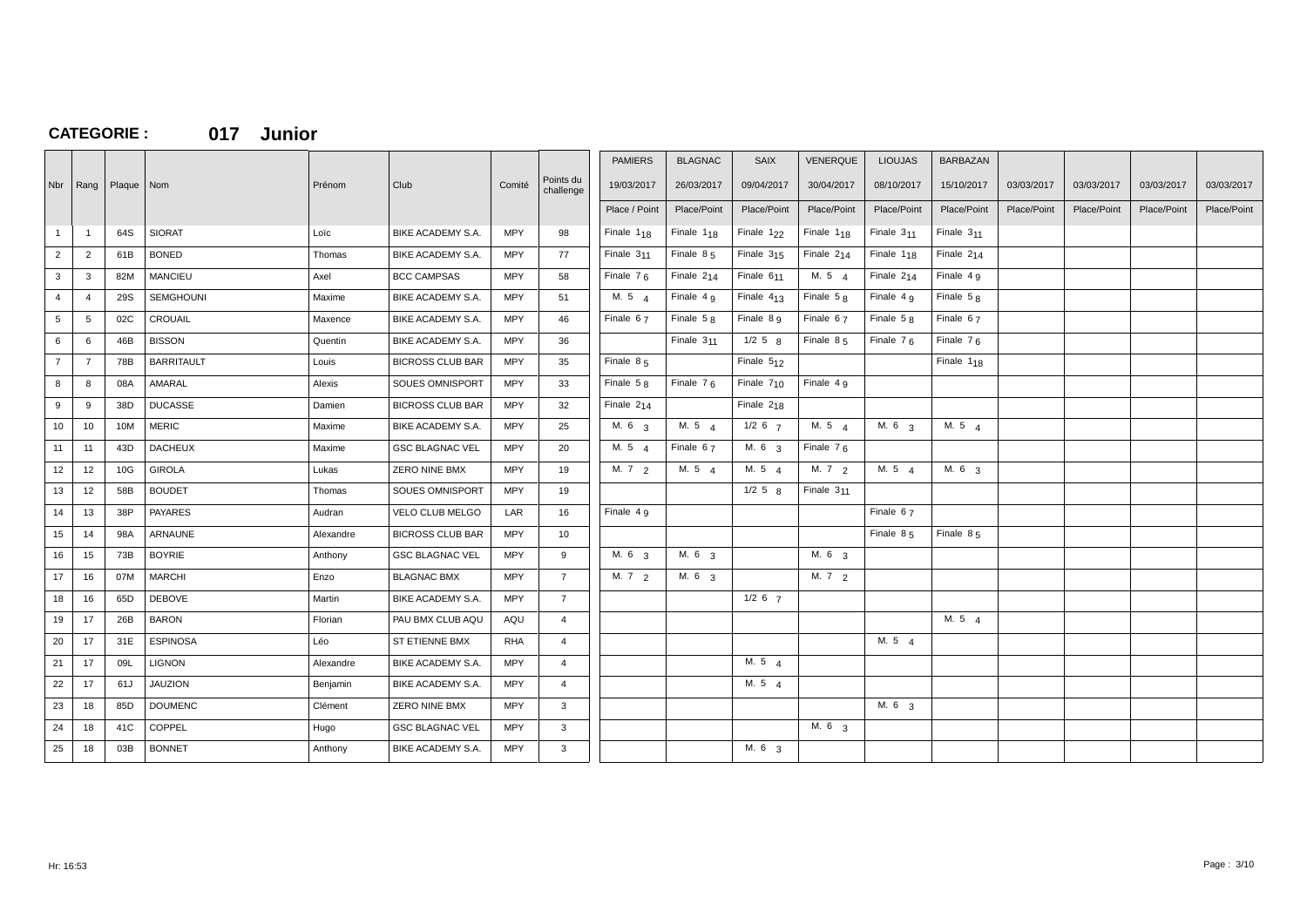## CATEGORIE : 017 Junior

| Nbr | Rang | Plaque | Nom | Prénom | Club | Comité | Points du challenge | PAMIERS 19/03/2017 | BLAGNAC 26/03/2017 | SAIX 09/04/2017 | VENERQUE 30/04/2017 | LIOUJAS 08/10/2017 | BARBAZAN 15/10/2017 | 03/03/2017 | 03/03/2017 | 03/03/2017 | 03/03/2017 |
|---|---|---|---|---|---|---|---|---|---|---|---|---|---|---|---|---|---|
| | | | | | | | | Place / Point | Place/Point | Place/Point | Place/Point | Place/Point | Place/Point | Place/Point | Place/Point | Place/Point | Place/Point |
| 1 | 1 | 64S | SIORAT | Loïc | BIKE ACADEMY S.A. | MPY | 98 | Finale $1_{18}$ | Finale $1_{18}$ | Finale $1_{22}$ | Finale $1_{18}$ | Finale $3_{11}$ | Finale $3_{11}$ | | | | |
| 2 | 2 | 61B | BONED | Thomas | BIKE ACADEMY S.A. | MPY | 77 | Finale $3_{11}$ | Finale $8_{5}$ | Finale $3_{15}$ | Finale $2_{14}$ | Finale $1_{18}$ | Finale $2_{14}$ | | | | |
| 3 | 3 | 82M | MANCIEU | Axel | BCC CAMPSAS | MPY | 58 | Finale $7_{6}$ | Finale $2_{14}$ | Finale $6_{11}$ | M. $5_{4}$ | Finale $2_{14}$ | Finale $4_{9}$ | | | | |
| 4 | 4 | 29S | SEMGHOUNI | Maxime | BIKE ACADEMY S.A. | MPY | 51 | M. $5_{4}$ | Finale $4_{9}$ | Finale $4_{13}$ | Finale $5_{8}$ | Finale $4_{9}$ | Finale $5_{8}$ | | | | |
| 5 | 5 | 02C | CROUAIL | Maxence | BIKE ACADEMY S.A. | MPY | 46 | Finale $6_{7}$ | Finale $5_{8}$ | Finale $8_{9}$ | Finale $6_{7}$ | Finale $5_{8}$ | Finale $6_{7}$ | | | | |
| 6 | 6 | 46B | BISSON | Quentin | BIKE ACADEMY S.A. | MPY | 36 | | Finale $3_{11}$ | 1/2 $5_{8}$ | Finale $8_{5}$ | Finale $7_{6}$ | Finale $7_{6}$ | | | | |
| 7 | 7 | 78B | BARRITAULT | Louis | BICROSS CLUB BAR | MPY | 35 | Finale $8_{5}$ | | Finale $5_{12}$ | | | Finale $1_{18}$ | | | | |
| 8 | 8 | 08A | AMARAL | Alexis | SOUES OMNISPORT | MPY | 33 | Finale $5_{8}$ | Finale $7_{6}$ | Finale $7_{10}$ | Finale $4_{9}$ | | | | | | |
| 9 | 9 | 38D | DUCASSE | Damien | BICROSS CLUB BAR | MPY | 32 | Finale $2_{14}$ | | Finale $2_{18}$ | | | | | | | |
| 10 | 10 | 10M | MERIC | Maxime | BIKE ACADEMY S.A. | MPY | 25 | M. $6_{3}$ | M. $5_{4}$ | 1/2 $6_{7}$ | M. $5_{4}$ | M. $6_{3}$ | M. $5_{4}$ | | | | |
| 11 | 11 | 43D | DACHEUX | Maxime | GSC BLAGNAC VEL | MPY | 20 | M. $5_{4}$ | Finale $6_{7}$ | M. $6_{3}$ | Finale $7_{6}$ | | | | | | |
| 12 | 12 | 10G | GIROLA | Lukas | ZERO NINE BMX | MPY | 19 | M. $7_{2}$ | M. $5_{4}$ | M. $5_{4}$ | M. $7_{2}$ | M. $5_{4}$ | M. $6_{3}$ | | | | |
| 13 | 12 | 58B | BOUDET | Thomas | SOUES OMNISPORT | MPY | 19 | | | 1/2 $5_{8}$ | Finale $3_{11}$ | | | | | | |
| 14 | 13 | 38P | PAYARES | Audran | VELO CLUB MELGO | LAR | 16 | Finale $4_{9}$ | | | | Finale $6_{7}$ | | | | | |
| 15 | 14 | 98A | ARNAUNE | Alexandre | BICROSS CLUB BAR | MPY | 10 | | | | | Finale $8_{5}$ | Finale $8_{5}$ | | | | |
| 16 | 15 | 73B | BOYRIE | Anthony | GSC BLAGNAC VEL | MPY | 9 | M. $6_{3}$ | M. $6_{3}$ | | M. $6_{3}$ | | | | | | |
| 17 | 16 | 07M | MARCHI | Enzo | BLAGNAC BMX | MPY | 7 | M. $7_{2}$ | M. $6_{3}$ | | M. $7_{2}$ | | | | | | |
| 18 | 16 | 65D | DEBOVE | Martin | BIKE ACADEMY S.A. | MPY | 7 | | | 1/2 $6_{7}$ | | | | | | | |
| 19 | 17 | 26B | BARON | Florian | PAU BMX CLUB AQU | AQU | 4 | | | | | | M. $5_{4}$ | | | | |
| 20 | 17 | 31E | ESPINOSA | Léo | ST ETIENNE BMX | RHA | 4 | | | | | M. $5_{4}$ | | | | | |
| 21 | 17 | 09L | LIGNON | Alexandre | BIKE ACADEMY S.A. | MPY | 4 | | | M. $5_{4}$ | | | | | | | |
| 22 | 17 | 61J | JAUZION | Benjamin | BIKE ACADEMY S.A. | MPY | 4 | | | M. $5_{4}$ | | | | | | | |
| 23 | 18 | 85D | DOUMENC | Clément | ZERO NINE BMX | MPY | 3 | | | | | M. $6_{3}$ | | | | | |
| 24 | 18 | 41C | COPPEL | Hugo | GSC BLAGNAC VEL | MPY | 3 | | | | M. $6_{3}$ | | | | | | |
| 25 | 18 | 03B | BONNET | Anthony | BIKE ACADEMY S.A. | MPY | 3 | | | M. $6_{3}$ | | | | | | | |

Hr: 16:53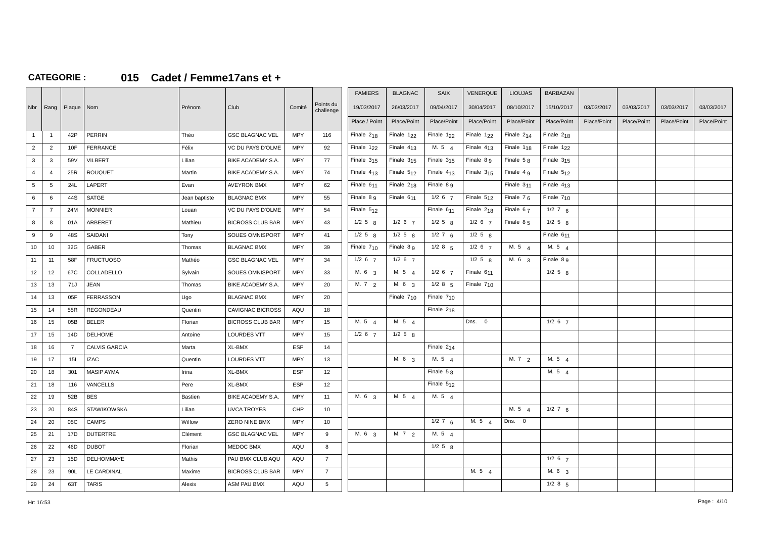## CATEGORIE : 015 Cadet / Femme17ans et +

| Nbr | Rang | Plaque | Nom | Prénom | Club | Comité | Points du challenge | PAMIERS 19/03/2017 Place / Point | BLAGNAC 26/03/2017 Place/Point | SAIX 09/04/2017 Place/Point | VENERQUE 30/04/2017 Place/Point | LIOUJAS 08/10/2017 Place/Point | BARBAZAN 15/10/2017 Place/Point | 03/03/2017 Place/Point | 03/03/2017 Place/Point | 03/03/2017 Place/Point | 03/03/2017 Place/Point |
|---|---|---|---|---|---|---|---|---|---|---|---|---|---|---|---|---|---|
| 1 | 1 | 42P | PERRIN | Théo | GSC BLAGNAC VEL | MPY | 116 | Finale 2 18 | Finale 1 22 | Finale 1 22 | Finale 1 22 | Finale 2 14 | Finale 2 18 | | | | |
| 2 | 2 | 10F | FERRANCE | Félix | VC DU PAYS D'OLME | MPY | 92 | Finale 1 22 | Finale 4 13 | M. 5 4 | Finale 4 13 | Finale 1 18 | Finale 1 22 | | | | |
| 3 | 3 | 59V | VILBERT | Lilian | BIKE ACADEMY S.A. | MPY | 77 | Finale 3 15 | Finale 3 15 | Finale 3 15 | Finale 8 9 | Finale 5 8 | Finale 3 15 | | | | |
| 4 | 4 | 25R | ROUQUET | Martin | BIKE ACADEMY S.A. | MPY | 74 | Finale 4 13 | Finale 5 12 | Finale 4 13 | Finale 3 15 | Finale 4 9 | Finale 5 12 | | | | |
| 5 | 5 | 24L | LAPERT | Evan | AVEYRON BMX | MPY | 62 | Finale 6 11 | Finale 2 18 | Finale 8 9 | | Finale 3 11 | Finale 4 13 | | | | |
| 6 | 6 | 44S | SATGE | Jean baptiste | BLAGNAC BMX | MPY | 55 | Finale 8 9 | Finale 6 11 | 1/2 6 7 | Finale 5 12 | Finale 7 6 | Finale 7 10 | | | | |
| 7 | 7 | 24M | MONNIER | Louan | VC DU PAYS D'OLME | MPY | 54 | Finale 5 12 | | Finale 6 11 | Finale 2 18 | Finale 6 7 | 1/2 7 6 | | | | |
| 8 | 8 | 01A | ARBERET | Mathieu | BICROSS CLUB BAR | MPY | 43 | 1/2 5 8 | 1/2 6 7 | 1/2 5 8 | 1/2 6 7 | Finale 8 5 | 1/2 5 8 | | | | |
| 9 | 9 | 48S | SAIDANI | Tony | SOUES OMNISPORT | MPY | 41 | 1/2 5 8 | 1/2 5 8 | 1/2 7 6 | 1/2 5 8 | | Finale 6 11 | | | | |
| 10 | 10 | 32G | GABER | Thomas | BLAGNAC BMX | MPY | 39 | Finale 7 10 | Finale 8 9 | 1/2 8 5 | 1/2 6 7 | M. 5 4 | M. 5 4 | | | | |
| 11 | 11 | 58F | FRUCTUOSO | Mathéo | GSC BLAGNAC VEL | MPY | 34 | 1/2 6 7 | 1/2 6 7 | | 1/2 5 8 | M. 6 3 | Finale 8 9 | | | | |
| 12 | 12 | 67C | COLLADELLO | Sylvain | SOUES OMNISPORT | MPY | 33 | M. 6 3 | M. 5 4 | 1/2 6 7 | Finale 6 11 | | 1/2 5 8 | | | | |
| 13 | 13 | 71J | JEAN | Thomas | BIKE ACADEMY S.A. | MPY | 20 | M. 7 2 | M. 6 3 | 1/2 8 5 | Finale 7 10 | | | | | | |
| 14 | 13 | 05F | FERRASSON | Ugo | BLAGNAC BMX | MPY | 20 | | Finale 7 10 | Finale 7 10 | | | | | | | |
| 15 | 14 | 55R | REGONDEAU | Quentin | CAVIGNAC BICROSS | AQU | 18 | | | Finale 2 18 | | | | | | | |
| 16 | 15 | 05B | BELER | Florian | BICROSS CLUB BAR | MPY | 15 | M. 5 4 | M. 5 4 | | Dns. 0 | | 1/2 6 7 | | | | |
| 17 | 15 | 14D | DELHOME | Antoine | LOURDES VTT | MPY | 15 | 1/2 6 7 | 1/2 5 8 | | | | | | | | |
| 18 | 16 | 7 | CALVIS GARCIA | Marta | XL-BMX | ESP | 14 | | | Finale 2 14 | | | | | | | |
| 19 | 17 | 15I | IZAC | Quentin | LOURDES VTT | MPY | 13 | | M. 6 3 | M. 5 4 | | M. 7 2 | M. 5 4 | | | | |
| 20 | 18 | 301 | MASIP AYMA | Irina | XL-BMX | ESP | 12 | | | Finale 5 8 | | | M. 5 4 | | | | |
| 21 | 18 | 116 | VANCELLS | Pere | XL-BMX | ESP | 12 | | | Finale 5 12 | | | | | | | |
| 22 | 19 | 52B | BES | Bastien | BIKE ACADEMY S.A. | MPY | 11 | M. 6 3 | M. 5 4 | M. 5 4 | | | | | | | |
| 23 | 20 | 84S | STAWIKOWSKA | Lilian | UVCA TROYES | CHP | 10 | | | | | M. 5 4 | 1/2 7 6 | | | | |
| 24 | 20 | 05C | CAMPS | Willow | ZERO NINE BMX | MPY | 10 | | | 1/2 7 6 | M. 5 4 | Dns. 0 | | | | | |
| 25 | 21 | 17D | DUTERTRE | Clément | GSC BLAGNAC VEL | MPY | 9 | M. 6 3 | M. 7 2 | M. 5 4 | | | | | | | |
| 26 | 22 | 46D | DUBOT | Florian | MEDOC BMX | AQU | 8 | | | 1/2 5 8 | | | | | | | |
| 27 | 23 | 15D | DELHOMMAYE | Mathis | PAU BMX CLUB AQU | AQU | 7 | | | | | | 1/2 6 7 | | | | |
| 28 | 23 | 90L | LE CARDINAL | Maxime | BICROSS CLUB BAR | MPY | 7 | | | | M. 5 4 | | M. 6 3 | | | | |
| 29 | 24 | 63T | TARIS | Alexis | ASM PAU BMX | AQU | 5 | | | | | | 1/2 8 5 | | | | |

Hr: 16:53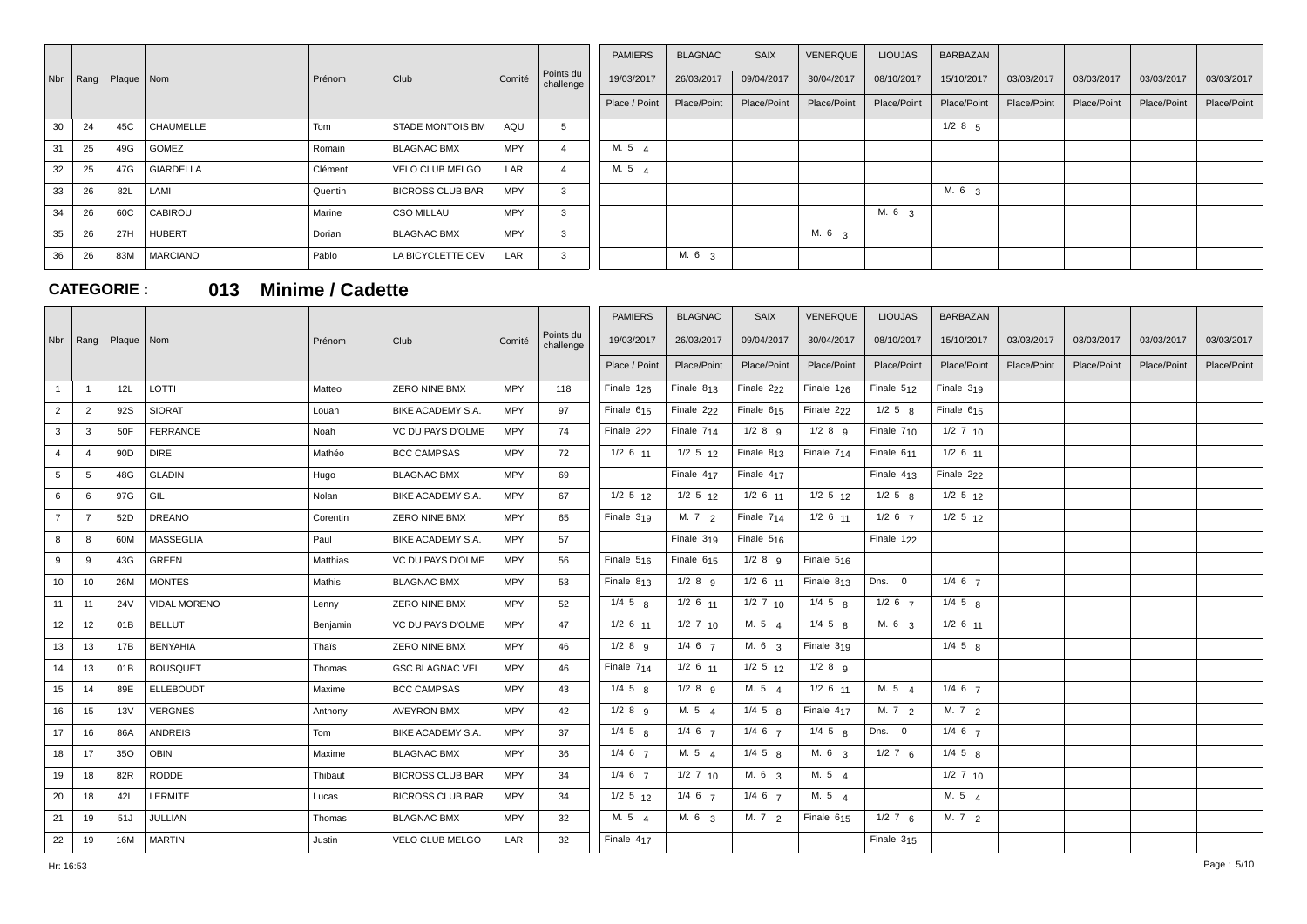| Nbr | Rang | Plaque | Nom | Prénom | Club | Comité | Points du challenge | PAMIERS 19/03/2017 Place / Point | BLAGNAC 26/03/2017 Place/Point | SAIX 09/04/2017 Place/Point | VENERQUE 30/04/2017 Place/Point | LIOUJAS 08/10/2017 Place/Point | BARBAZAN 15/10/2017 Place/Point | 03/03/2017 Place/Point | 03/03/2017 Place/Point | 03/03/2017 Place/Point | 03/03/2017 Place/Point |
|---|---|---|---|---|---|---|---|---|---|---|---|---|---|---|---|---|---|
| 30 | 24 | 45C | CHAUMELLE | Tom | STADE MONTOIS BM | AQU | 5 | | | | | | 1/2 8 5 | | | | |
| 31 | 25 | 49G | GOMEZ | Romain | BLAGNAC BMX | MPY | 4 | M. 5 4 | | | | | | | | | |
| 32 | 25 | 47G | GIARDELLA | Clément | VELO CLUB MELGO | LAR | 4 | M. 5 4 | | | | | | | | | |
| 33 | 26 | 82L | LAMI | Quentin | BICROSS CLUB BAR | MPY | 3 | | | | | | M. 6 3 | | | | |
| 34 | 26 | 60C | CABIROU | Marine | CSO MILLAU | MPY | 3 | | | | | M. 6 3 | | | | | |
| 35 | 26 | 27H | HUBERT | Dorian | BLAGNAC BMX | MPY | 3 | | | | M. 6 3 | | | | | | |
| 36 | 26 | 83M | MARCIANO | Pablo | LA BICYCLETTE CEV | LAR | 3 | | M. 6 3 | | | | | | | | |

## CATEGORIE : 013 Minime / Cadette

| Nbr | Rang | Plaque | Nom | Prénom | Club | Comité | Points du challenge | PAMIERS 19/03/2017 Place / Point | BLAGNAC 26/03/2017 Place/Point | SAIX 09/04/2017 Place/Point | VENERQUE 30/04/2017 Place/Point | LIOUJAS 08/10/2017 Place/Point | BARBAZAN 15/10/2017 Place/Point | 03/03/2017 Place/Point | 03/03/2017 Place/Point | 03/03/2017 Place/Point | 03/03/2017 Place/Point |
|---|---|---|---|---|---|---|---|---|---|---|---|---|---|---|---|---|---|
| 1 | 1 | 12L | LOTTI | Matteo | ZERO NINE BMX | MPY | 118 | Finale 1 26 | Finale 8 13 | Finale 2 22 | Finale 1 26 | Finale 5 12 | Finale 3 19 | | | | |
| 2 | 2 | 92S | SIORAT | Louan | BIKE ACADEMY S.A. | MPY | 97 | Finale 6 15 | Finale 2 22 | Finale 6 15 | Finale 2 22 | 1/2 5 8 | Finale 6 15 | | | | |
| 3 | 3 | 50F | FERRANCE | Noah | VC DU PAYS D'OLME | MPY | 74 | Finale 2 22 | Finale 7 14 | 1/2 8 9 | 1/2 8 9 | Finale 7 10 | 1/2 7 10 | | | | |
| 4 | 4 | 90D | DIRE | Mathéo | BCC CAMPSAS | MPY | 72 | 1/2 6 11 | 1/2 5 12 | Finale 8 13 | Finale 7 14 | Finale 6 11 | 1/2 6 11 | | | | |
| 5 | 5 | 48G | GLADIN | Hugo | BLAGNAC BMX | MPY | 69 | | Finale 4 17 | Finale 4 17 | | Finale 4 13 | Finale 2 22 | | | | |
| 6 | 6 | 97G | GIL | Nolan | BIKE ACADEMY S.A. | MPY | 67 | 1/2 5 12 | 1/2 5 12 | 1/2 6 11 | 1/2 5 12 | 1/2 5 8 | 1/2 5 12 | | | | |
| 7 | 7 | 52D | DREANO | Corentin | ZERO NINE BMX | MPY | 65 | Finale 3 19 | M. 7 2 | Finale 7 14 | 1/2 6 11 | 1/2 6 7 | 1/2 5 12 | | | | |
| 8 | 8 | 60M | MASSEGLIA | Paul | BIKE ACADEMY S.A. | MPY | 57 | | Finale 3 19 | Finale 5 16 | | Finale 1 22 | | | | | |
| 9 | 9 | 43G | GREEN | Matthias | VC DU PAYS D'OLME | MPY | 56 | Finale 5 16 | Finale 6 15 | 1/2 8 9 | Finale 5 16 | | | | | | |
| 10 | 10 | 26M | MONTES | Mathis | BLAGNAC BMX | MPY | 53 | Finale 8 13 | 1/2 8 9 | 1/2 6 11 | Finale 8 13 | Dns. 0 | 1/4 6 7 | | | | |
| 11 | 11 | 24V | VIDAL MORENO | Lenny | ZERO NINE BMX | MPY | 52 | 1/4 5 8 | 1/2 6 11 | 1/2 7 10 | 1/4 5 8 | 1/2 6 7 | 1/4 5 8 | | | | |
| 12 | 12 | 01B | BELLUT | Benjamin | VC DU PAYS D'OLME | MPY | 47 | 1/2 6 11 | 1/2 7 10 | M. 5 4 | 1/4 5 8 | M. 6 3 | 1/2 6 11 | | | | |
| 13 | 13 | 17B | BENYAHIA | Thaïs | ZERO NINE BMX | MPY | 46 | 1/2 8 9 | 1/4 6 7 | M. 6 3 | Finale 3 19 | | 1/4 5 8 | | | | |
| 14 | 13 | 01B | BOUSQUET | Thomas | GSC BLAGNAC VEL | MPY | 46 | Finale 7 14 | 1/2 6 11 | 1/2 5 12 | 1/2 8 9 | | | | | | |
| 15 | 14 | 89E | ELLEBOUDT | Maxime | BCC CAMPSAS | MPY | 43 | 1/4 5 8 | 1/2 8 9 | M. 5 4 | 1/2 6 11 | M. 5 4 | 1/4 6 7 | | | | |
| 16 | 15 | 13V | VERGNES | Anthony | AVEYRON BMX | MPY | 42 | 1/2 8 9 | M. 5 4 | 1/4 5 8 | Finale 4 17 | M. 7 2 | M. 7 2 | | | | |
| 17 | 16 | 86A | ANDREIS | Tom | BIKE ACADEMY S.A. | MPY | 37 | 1/4 5 8 | 1/4 6 7 | 1/4 6 7 | 1/4 5 8 | Dns. 0 | 1/4 6 7 | | | | |
| 18 | 17 | 35O | OBIN | Maxime | BLAGNAC BMX | MPY | 36 | 1/4 6 7 | M. 5 4 | 1/4 5 8 | M. 6 3 | 1/2 7 6 | 1/4 5 8 | | | | |
| 19 | 18 | 82R | RODDE | Thibaut | BICROSS CLUB BAR | MPY | 34 | 1/4 6 7 | 1/2 7 10 | M. 6 3 | M. 5 4 | | 1/2 7 10 | | | | |
| 20 | 18 | 42L | LERMITE | Lucas | BICROSS CLUB BAR | MPY | 34 | 1/2 5 12 | 1/4 6 7 | 1/4 6 7 | M. 5 4 | | M. 5 4 | | | | |
| 21 | 19 | 51J | JULLIAN | Thomas | BLAGNAC BMX | MPY | 32 | M. 5 4 | M. 6 3 | M. 7 2 | Finale 6 15 | 1/2 7 6 | M. 7 2 | | | | |
| 22 | 19 | 16M | MARTIN | Justin | VELO CLUB MELGO | LAR | 32 | Finale 4 17 | | | | Finale 3 15 | | | | | |

Hr: 16:53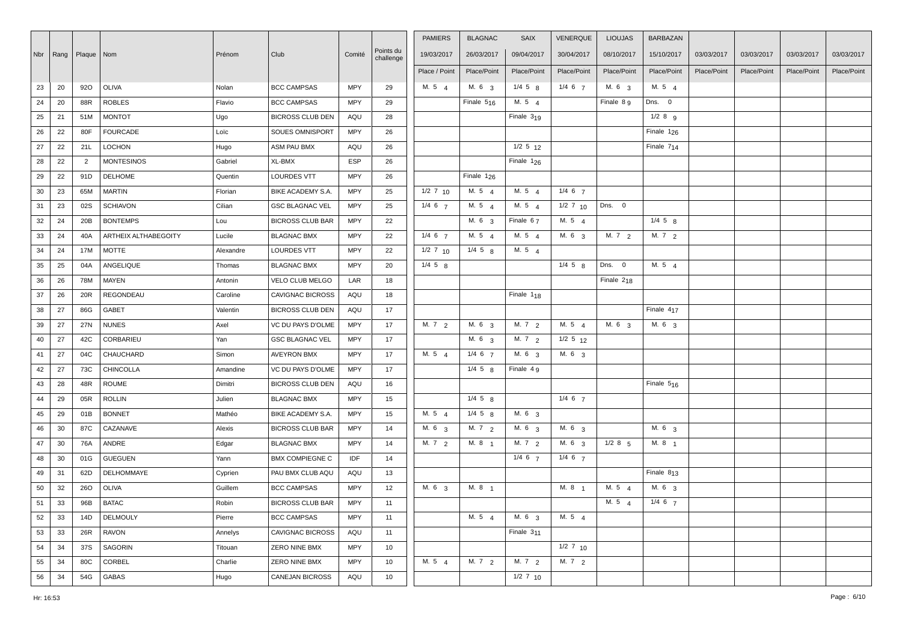| Nbr | Rang | Plaque | Nom | Prénom | Club | Comité | Points du challenge | PAMIERS | BLAGNAC | SAIX | VENERQUE | LIOUJAS | BARBAZAN | | | | |
|---|---|---|---|---|---|---|---|---|---|---|---|---|---|---|---|---|---|
| | | | | | | | | 19/03/2017 | 26/03/2017 | 09/04/2017 | 30/04/2017 | 08/10/2017 | 15/10/2017 | 03/03/2017 | 03/03/2017 | 03/03/2017 | 03/03/2017 |
| | | | | | | | | Place / Point | Place/Point | Place/Point | Place/Point | Place/Point | Place/Point | Place/Point | Place/Point | Place/Point | Place/Point |
| 23 | 20 | 92O | OLIVA | Nolan | BCC CAMPSAS | MPY | 29 | M. 5 4 | M. 6 3 | 1/4 5 8 | 1/4 6 7 | M. 6 3 | M. 5 4 | | | | |
| 24 | 20 | 88R | ROBLES | Flavio | BCC CAMPSAS | MPY | 29 | | Finale 5 16 | M. 5 4 | | Finale 8 9 | Dns. 0 | | | | |
| 25 | 21 | 51M | MONTOT | Ugo | BICROSS CLUB DEN | AQU | 28 | | | Finale 3 19 | | | 1/2 8 9 | | | | |
| 26 | 22 | 80F | FOURCADE | Loïc | SOUES OMNISPORT | MPY | 26 | | | | | | Finale 1 26 | | | | |
| 27 | 22 | 21L | LOCHON | Hugo | ASM PAU BMX | AQU | 26 | | | 1/2 5 12 | | | Finale 7 14 | | | | |
| 28 | 22 | 2 | MONTESINOS | Gabriel | XL-BMX | ESP | 26 | | | Finale 1 26 | | | | | | | |
| 29 | 22 | 91D | DELHOME | Quentin | LOURDES VTT | MPY | 26 | | Finale 1 26 | | | | | | | | |
| 30 | 23 | 65M | MARTIN | Florian | BIKE ACADEMY S.A. | MPY | 25 | 1/2 7 10 | M. 5 4 | M. 5 4 | 1/4 6 7 | | | | | | |
| 31 | 23 | 02S | SCHIAVON | Cilian | GSC BLAGNAC VEL | MPY | 25 | 1/4 6 7 | M. 5 4 | M. 5 4 | 1/2 7 10 | Dns. 0 | | | | | |
| 32 | 24 | 20B | BONTEMPS | Lou | BICROSS CLUB BAR | MPY | 22 | | M. 6 3 | Finale 6 7 | M. 5 4 | | 1/4 5 8 | | | | |
| 33 | 24 | 40A | ARTHEIX ALTHABEGOITY | Lucile | BLAGNAC BMX | MPY | 22 | 1/4 6 7 | M. 5 4 | M. 5 4 | M. 6 3 | M. 7 2 | M. 7 2 | | | | |
| 34 | 24 | 17M | MOTTE | Alexandre | LOURDES VTT | MPY | 22 | 1/2 7 10 | 1/4 5 8 | M. 5 4 | | | | | | | |
| 35 | 25 | 04A | ANGELIQUE | Thomas | BLAGNAC BMX | MPY | 20 | 1/4 5 8 | | | 1/4 5 8 | Dns. 0 | M. 5 4 | | | | |
| 36 | 26 | 78M | MAYEN | Antonin | VELO CLUB MELGO | LAR | 18 | | | | | Finale 2 18 | | | | | |
| 37 | 26 | 20R | REGONDEAU | Caroline | CAVIGNAC BICROSS | AQU | 18 | | | Finale 1 18 | | | | | | | |
| 38 | 27 | 86G | GABET | Valentin | BICROSS CLUB DEN | AQU | 17 | | | | | | Finale 4 17 | | | | |
| 39 | 27 | 27N | NUNES | Axel | VC DU PAYS D'OLME | MPY | 17 | M. 7 2 | M. 6 3 | M. 7 2 | M. 5 4 | M. 6 3 | M. 6 3 | | | | |
| 40 | 27 | 42C | CORBARIEU | Yan | GSC BLAGNAC VEL | MPY | 17 | | M. 6 3 | M. 7 2 | 1/2 5 12 | | | | | | |
| 41 | 27 | 04C | CHAUCHARD | Simon | AVEYRON BMX | MPY | 17 | M. 5 4 | 1/4 6 7 | M. 6 3 | M. 6 3 | | | | | | |
| 42 | 27 | 73C | CHINCOLLA | Amandine | VC DU PAYS D'OLME | MPY | 17 | | 1/4 5 8 | Finale 4 9 | | | | | | | |
| 43 | 28 | 48R | ROUME | Dimitri | BICROSS CLUB DEN | AQU | 16 | | | | | | Finale 5 16 | | | | |
| 44 | 29 | 05R | ROLLIN | Julien | BLAGNAC BMX | MPY | 15 | | 1/4 5 8 | | 1/4 6 7 | | | | | | |
| 45 | 29 | 01B | BONNET | Mathéo | BIKE ACADEMY S.A. | MPY | 15 | M. 5 4 | 1/4 5 8 | M. 6 3 | | | | | | | |
| 46 | 30 | 87C | CAZANAVE | Alexis | BICROSS CLUB BAR | MPY | 14 | M. 6 3 | M. 7 2 | M. 6 3 | M. 6 3 | | M. 6 3 | | | | |
| 47 | 30 | 76A | ANDRE | Edgar | BLAGNAC BMX | MPY | 14 | M. 7 2 | M. 8 1 | M. 7 2 | M. 6 3 | 1/2 8 5 | M. 8 1 | | | | |
| 48 | 30 | 01G | GUEGUEN | Yann | BMX COMPIEGNE C | IDF | 14 | | | 1/4 6 7 | 1/4 6 7 | | | | | | |
| 49 | 31 | 62D | DELHOMMAYE | Cyprien | PAU BMX CLUB AQU | AQU | 13 | | | | | | Finale 8 13 | | | | |
| 50 | 32 | 26O | OLIVA | Guillem | BCC CAMPSAS | MPY | 12 | M. 6 3 | M. 8 1 | | M. 8 1 | M. 5 4 | M. 6 3 | | | | |
| 51 | 33 | 96B | BATAC | Robin | BICROSS CLUB BAR | MPY | 11 | | | | | M. 5 4 | 1/4 6 7 | | | | |
| 52 | 33 | 14D | DELMOULY | Pierre | BCC CAMPSAS | MPY | 11 | | M. 5 4 | M. 6 3 | M. 5 4 | | | | | | |
| 53 | 33 | 26R | RAVON | Annelys | CAVIGNAC BICROSS | AQU | 11 | | | Finale 3 11 | | | | | | | |
| 54 | 34 | 37S | SAGORIN | Titouan | ZERO NINE BMX | MPY | 10 | | | | 1/2 7 10 | | | | | | |
| 55 | 34 | 80C | CORBEL | Charlie | ZERO NINE BMX | MPY | 10 | M. 5 4 | M. 7 2 | M. 7 2 | M. 7 2 | | | | | | |
| 56 | 34 | 54G | GABAS | Hugo | CANEJAN BICROSS | AQU | 10 | | | 1/2 7 10 | | | | | | | |

Hr: 16:53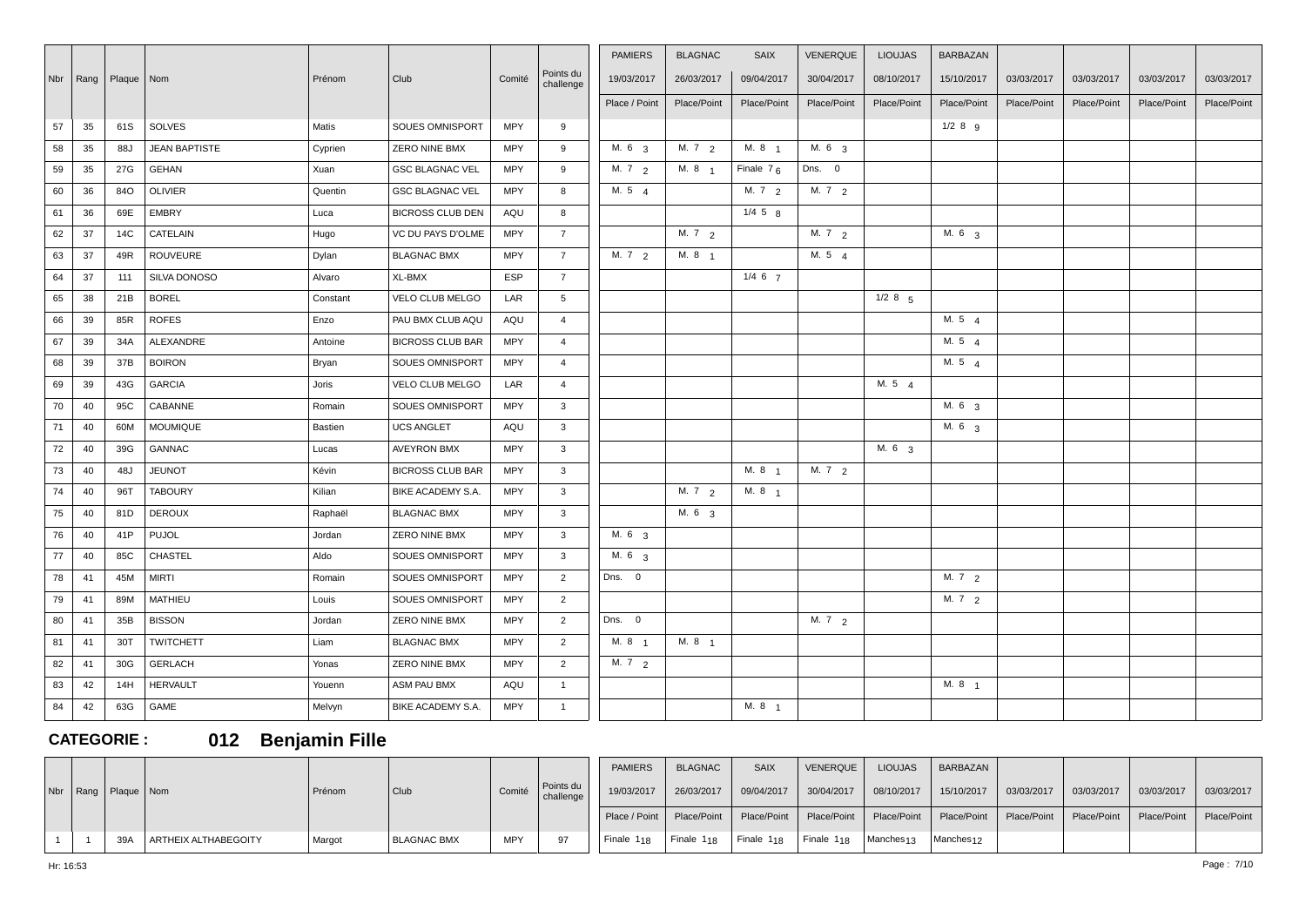| Nbr | Rang | Plaque | Nom | Prénom | Club | Comité | Points du challenge | PAMIERS | BLAGNAC | SAIX | VENERQUE | LIOUJAS | BARBAZAN | | | | |
|---|---|---|---|---|---|---|---|---|---|---|---|---|---|---|---|---|---|
| | | | | | | | | 19/03/2017 | 26/03/2017 | 09/04/2017 | 30/04/2017 | 08/10/2017 | 15/10/2017 | 03/03/2017 | 03/03/2017 | 03/03/2017 | 03/03/2017 |
| | | | | | | | | Place / Point | Place/Point | Place/Point | Place/Point | Place/Point | Place/Point | Place/Point | Place/Point | Place/Point | Place/Point |
| 57 | 35 | 61S | SOLVES | Matis | SOUES OMNISPORT | MPY | 9 | | | | | | 1/2 8 9 | | | | |
| 58 | 35 | 88J | JEAN BAPTISTE | Cyprien | ZERO NINE BMX | MPY | 9 | M. 6 3 | M. 7 2 | M. 8 1 | M. 6 3 | | | | | | |
| 59 | 35 | 27G | GEHAN | Xuan | GSC BLAGNAC VEL | MPY | 9 | M. 7 2 | M. 8 1 | Finale 7 6 | Dns. 0 | | | | | | |
| 60 | 36 | 84O | OLIVIER | Quentin | GSC BLAGNAC VEL | MPY | 8 | M. 5 4 | | M. 7 2 | M. 7 2 | | | | | | |
| 61 | 36 | 69E | EMBRY | Luca | BICROSS CLUB DEN | AQU | 8 | | | 1/4 5 8 | | | | | | | |
| 62 | 37 | 14C | CATELAIN | Hugo | VC DU PAYS D'OLME | MPY | 7 | | M. 7 2 | | M. 7 2 | | M. 6 3 | | | | |
| 63 | 37 | 49R | ROUVEURE | Dylan | BLAGNAC BMX | MPY | 7 | M. 7 2 | M. 8 1 | | M. 5 4 | | | | | | |
| 64 | 37 | 111 | SILVA DONOSO | Alvaro | XL-BMX | ESP | 7 | | | 1/4 6 7 | | | | | | | |
| 65 | 38 | 21B | BOREL | Constant | VELO CLUB MELGO | LAR | 5 | | | | | 1/2 8 5 | | | | | |
| 66 | 39 | 85R | ROFES | Enzo | PAU BMX CLUB AQU | AQU | 4 | | | | | | M. 5 4 | | | | |
| 67 | 39 | 34A | ALEXANDRE | Antoine | BICROSS CLUB BAR | MPY | 4 | | | | | | M. 5 4 | | | | |
| 68 | 39 | 37B | BOIRON | Bryan | SOUES OMNISPORT | MPY | 4 | | | | | | M. 5 4 | | | | |
| 69 | 39 | 43G | GARCIA | Joris | VELO CLUB MELGO | LAR | 4 | | | | | M. 5 4 | | | | | |
| 70 | 40 | 95C | CABANNE | Romain | SOUES OMNISPORT | MPY | 3 | | | | | | M. 6 3 | | | | |
| 71 | 40 | 60M | MOUMIQUE | Bastien | UCS ANGLET | AQU | 3 | | | | | | M. 6 3 | | | | |
| 72 | 40 | 39G | GANNAC | Lucas | AVEYRON BMX | MPY | 3 | | | | | M. 6 3 | | | | | |
| 73 | 40 | 48J | JEUNOT | Kévin | BICROSS CLUB BAR | MPY | 3 | | | M. 8 1 | M. 7 2 | | | | | | |
| 74 | 40 | 96T | TABOURY | Kilian | BIKE ACADEMY S.A. | MPY | 3 | | M. 7 2 | M. 8 1 | | | | | | | |
| 75 | 40 | 81D | DEROUX | Raphaël | BLAGNAC BMX | MPY | 3 | | M. 6 3 | | | | | | | | |
| 76 | 40 | 41P | PUJOL | Jordan | ZERO NINE BMX | MPY | 3 | M. 6 3 | | | | | | | | | |
| 77 | 40 | 85C | CHASTEL | Aldo | SOUES OMNISPORT | MPY | 3 | M. 6 3 | | | | | | | | | |
| 78 | 41 | 45M | MIRTI | Romain | SOUES OMNISPORT | MPY | 2 | Dns. 0 | | | | | M. 7 2 | | | | |
| 79 | 41 | 89M | MATHIEU | Louis | SOUES OMNISPORT | MPY | 2 | | | | | | M. 7 2 | | | | |
| 80 | 41 | 35B | BISSON | Jordan | ZERO NINE BMX | MPY | 2 | Dns. 0 | | | M. 7 2 | | | | | | |
| 81 | 41 | 30T | TWITCHETT | Liam | BLAGNAC BMX | MPY | 2 | M. 8 1 | M. 8 1 | | | | | | | | |
| 82 | 41 | 30G | GERLACH | Yonas | ZERO NINE BMX | MPY | 2 | M. 7 2 | | | | | | | | | |
| 83 | 42 | 14H | HERVAULT | Youenn | ASM PAU BMX | AQU | 1 | | | | | | M. 8 1 | | | | |
| 84 | 42 | 63G | GAME | Melvyn | BIKE ACADEMY S.A. | MPY | 1 | | | M. 8 1 | | | | | | | |

## CATEGORIE : 012 Benjamin Fille

| Nbr | Rang | Plaque | Nom | Prénom | Club | Comité | Points du challenge | PAMIERS | BLAGNAC | SAIX | VENERQUE | LIOUJAS | BARBAZAN | | | | |
|---|---|---|---|---|---|---|---|---|---|---|---|---|---|---|---|---|---|
| | | | | | | | | 19/03/2017 | 26/03/2017 | 09/04/2017 | 30/04/2017 | 08/10/2017 | 15/10/2017 | 03/03/2017 | 03/03/2017 | 03/03/2017 | 03/03/2017 |
| | | | | | | | | Place / Point | Place/Point | Place/Point | Place/Point | Place/Point | Place/Point | Place/Point | Place/Point | Place/Point | Place/Point |
| 1 | 1 | 39A | ARTHEIX ALTHABEGOITY | Margot | BLAGNAC BMX | MPY | 97 | Finale 1 18 | Finale 1 18 | Finale 1 18 | Finale 1 18 | Manches 13 | Manches 12 | | | | |

Hr: 16:53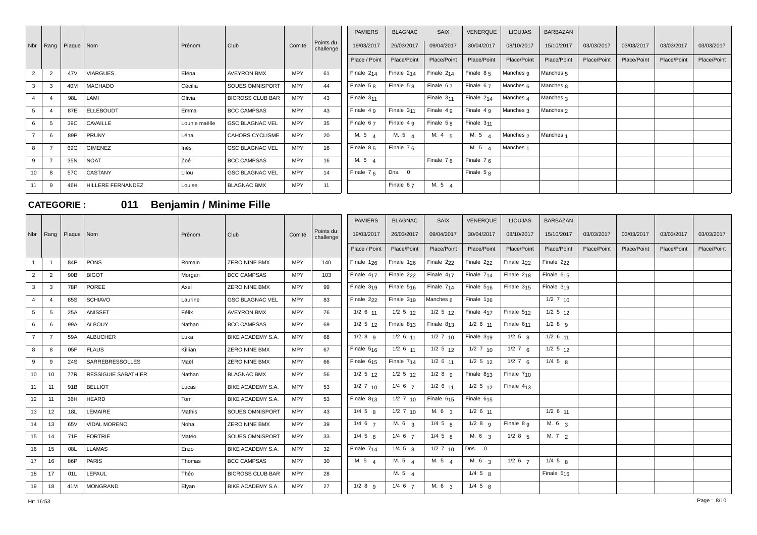| Nbr | Rang | Plaque | Nom | Prénom | Club | Comité | Points du challenge | PAMIERS | BLAGNAC | SAIX | VENERQUE | LIOUJAS | BARBAZAN | | | | |
|---|---|---|---|---|---|---|---|---|---|---|---|---|---|---|---|---|---|
| | | | | | | | | 19/03/2017 | 26/03/2017 | 09/04/2017 | 30/04/2017 | 08/10/2017 | 15/10/2017 | 03/03/2017 | 03/03/2017 | 03/03/2017 | 03/03/2017 |
| | | | | | | | | Place / Point | Place/Point | Place/Point | Place/Point | Place/Point | Place/Point | Place/Point | Place/Point | Place/Point | Place/Point |
| 2 | 2 | 47V | VIARGUES | Eléna | AVEYRON BMX | MPY | 61 | Finale $2_{14}$ | Finale $2_{14}$ | Finale $2_{14}$ | Finale $8_{5}$ | Manches $_{9}$ | Manches $_{5}$ | | | | |
| 3 | 3 | 40M | MACHADO | Cécilia | SOUES OMNISPORT | MPY | 44 | Finale $5_{8}$ | Finale $5_{8}$ | Finale $6_{7}$ | Finale $6_{7}$ | Manches $_{6}$ | Manches $_{8}$ | | | | |
| 4 | 4 | 98L | LAMI | Olivia | BICROSS CLUB BAR | MPY | 43 | Finale $3_{11}$ | | Finale $3_{11}$ | Finale $2_{14}$ | Manches $_{4}$ | Manches $_{3}$ | | | | |
| 5 | 4 | 87E | ELLEBOUDT | Emma | BCC CAMPSAS | MPY | 43 | Finale $4_{9}$ | Finale $3_{11}$ | Finale $4_{9}$ | Finale $4_{9}$ | Manches $_{3}$ | Manches $_{2}$ | | | | |
| 6 | 5 | 39C | CAVAILLE | Lounie maëlle | GSC BLAGNAC VEL | MPY | 35 | Finale $6_{7}$ | Finale $4_{9}$ | Finale $5_{8}$ | Finale $3_{11}$ | | | | | | |
| 7 | 6 | 89P | PRUNY | Léna | CAHORS CYCLISME | MPY | 20 | M. $5_{4}$ | M. $5_{4}$ | M. $4_{5}$ | M. $5_{4}$ | Manches $_{2}$ | Manches $_{1}$ | | | | |
| 8 | 7 | 69G | GIMENEZ | Inès | GSC BLAGNAC VEL | MPY | 16 | Finale $8_{5}$ | Finale $7_{6}$ | | M. $5_{4}$ | Manches $_{1}$ | | | | | |
| 9 | 7 | 35N | NOAT | Zoé | BCC CAMPSAS | MPY | 16 | M. $5_{4}$ | | Finale $7_{6}$ | Finale $7_{6}$ | | | | | | |
| 10 | 8 | 57C | CASTANY | Lilou | GSC BLAGNAC VEL | MPY | 14 | Finale $7_{6}$ | Dns. 0 | | Finale $5_{8}$ | | | | | | |
| 11 | 9 | 46H | HILLERE FERNANDEZ | Louise | BLAGNAC BMX | MPY | 11 | | Finale $6_{7}$ | M. $5_{4}$ | | | | | | | |

## CATEGORIE : 011 Benjamin / Minime Fille

| Nbr | Rang | Plaque | Nom | Prénom | Club | Comité | Points du challenge | PAMIERS | BLAGNAC | SAIX | VENERQUE | LIOUJAS | BARBAZAN | | | | |
|---|---|---|---|---|---|---|---|---|---|---|---|---|---|---|---|---|---|
| | | | | | | | | 19/03/2017 | 26/03/2017 | 09/04/2017 | 30/04/2017 | 08/10/2017 | 15/10/2017 | 03/03/2017 | 03/03/2017 | 03/03/2017 | 03/03/2017 |
| | | | | | | | | Place / Point | Place/Point | Place/Point | Place/Point | Place/Point | Place/Point | Place/Point | Place/Point | Place/Point | Place/Point |
| 1 | 1 | 84P | PONS | Romain | ZERO NINE BMX | MPY | 140 | Finale $1_{26}$ | Finale $1_{26}$ | Finale $2_{22}$ | Finale $2_{22}$ | Finale $1_{22}$ | Finale $2_{22}$ | | | | |
| 2 | 2 | 90B | BIGOT | Morgan | BCC CAMPSAS | MPY | 103 | Finale $4_{17}$ | Finale $2_{22}$ | Finale $4_{17}$ | Finale $7_{14}$ | Finale $2_{18}$ | Finale $6_{15}$ | | | | |
| 3 | 3 | 78P | POREE | Axel | ZERO NINE BMX | MPY | 99 | Finale $3_{19}$ | Finale $5_{16}$ | Finale $7_{14}$ | Finale $5_{16}$ | Finale $3_{15}$ | Finale $3_{19}$ | | | | |
| 4 | 4 | 85S | SCHIAVO | Laurine | GSC BLAGNAC VEL | MPY | 83 | Finale $2_{22}$ | Finale $3_{19}$ | Manches $_{6}$ | Finale $1_{26}$ | | 1/2 $7_{10}$ | | | | |
| 5 | 5 | 25A | ANISSET | Félix | AVEYRON BMX | MPY | 76 | 1/2 $6_{11}$ | 1/2 $5_{12}$ | 1/2 $5_{12}$ | Finale $4_{17}$ | Finale $5_{12}$ | 1/2 $5_{12}$ | | | | |
| 6 | 6 | 99A | ALBOUY | Nathan | BCC CAMPSAS | MPY | 69 | 1/2 $5_{12}$ | Finale $8_{13}$ | Finale $8_{13}$ | 1/2 $6_{11}$ | Finale $6_{11}$ | 1/2 $8_{9}$ | | | | |
| 7 | 7 | 59A | ALBUCHER | Luka | BIKE ACADEMY S.A. | MPY | 68 | 1/2 $8_{9}$ | 1/2 $6_{11}$ | 1/2 $7_{10}$ | Finale $3_{19}$ | 1/2 $5_{8}$ | 1/2 $6_{11}$ | | | | |
| 8 | 8 | 05F | FLAUS | Killian | ZERO NINE BMX | MPY | 67 | Finale $5_{16}$ | 1/2 $6_{11}$ | 1/2 $5_{12}$ | 1/2 $7_{10}$ | 1/2 $7_{6}$ | 1/2 $5_{12}$ | | | | |
| 9 | 9 | 24S | SARREBRESSOLLES | Maël | ZERO NINE BMX | MPY | 66 | Finale $6_{15}$ | Finale $7_{14}$ | 1/2 $6_{11}$ | 1/2 $5_{12}$ | 1/2 $7_{6}$ | 1/4 $5_{8}$ | | | | |
| 10 | 10 | 77R | RESSIGUIE SABATHIER | Nathan | BLAGNAC BMX | MPY | 56 | 1/2 $5_{12}$ | 1/2 $5_{12}$ | 1/2 $8_{9}$ | Finale $8_{13}$ | Finale $7_{10}$ | | | | | |
| 11 | 11 | 91B | BELLIOT | Lucas | BIKE ACADEMY S.A. | MPY | 53 | 1/2 $7_{10}$ | 1/4 $6_{7}$ | 1/2 $6_{11}$ | 1/2 $5_{12}$ | Finale $4_{13}$ | | | | | |
| 12 | 11 | 36H | HEARD | Tom | BIKE ACADEMY S.A. | MPY | 53 | Finale $8_{13}$ | 1/2 $7_{10}$ | Finale $6_{15}$ | Finale $6_{15}$ | | | | | | |
| 13 | 12 | 18L | LEMAIRE | Mathis | SOUES OMNISPORT | MPY | 43 | 1/4 $5_{8}$ | 1/2 $7_{10}$ | M. $6_{3}$ | 1/2 $6_{11}$ | | 1/2 $6_{11}$ | | | | |
| 14 | 13 | 65V | VIDAL MORENO | Noha | ZERO NINE BMX | MPY | 39 | 1/4 $6_{7}$ | M. $6_{3}$ | 1/4 $5_{8}$ | 1/2 $8_{9}$ | Finale $8_{9}$ | M. $6_{3}$ | | | | |
| 15 | 14 | 71F | FORTRIE | Matéo | SOUES OMNISPORT | MPY | 33 | 1/4 $5_{8}$ | 1/4 $6_{7}$ | 1/4 $5_{8}$ | M. $6_{3}$ | 1/2 $8_{5}$ | M. $7_{2}$ | | | | |
| 16 | 15 | 08L | LLAMAS | Enzo | BIKE ACADEMY S.A. | MPY | 32 | Finale $7_{14}$ | 1/4 $5_{8}$ | 1/2 $7_{10}$ | Dns. 0 | | | | | | |
| 17 | 16 | 86P | PARIS | Thomas | BCC CAMPSAS | MPY | 30 | M. $5_{4}$ | M. $5_{4}$ | M. $5_{4}$ | M. $6_{3}$ | 1/2 $6_{7}$ | 1/4 $5_{8}$ | | | | |
| 18 | 17 | 01L | LEPAUL | Théo | BICROSS CLUB BAR | MPY | 28 | | M. $5_{4}$ | | 1/4 $5_{8}$ | | Finale $5_{16}$ | | | | |
| 19 | 18 | 41M | MONGRAND | Elyan | BIKE ACADEMY S.A. | MPY | 27 | 1/2 $8_{9}$ | 1/4 $6_{7}$ | M. $6_{3}$ | 1/4 $5_{8}$ | | | | | | |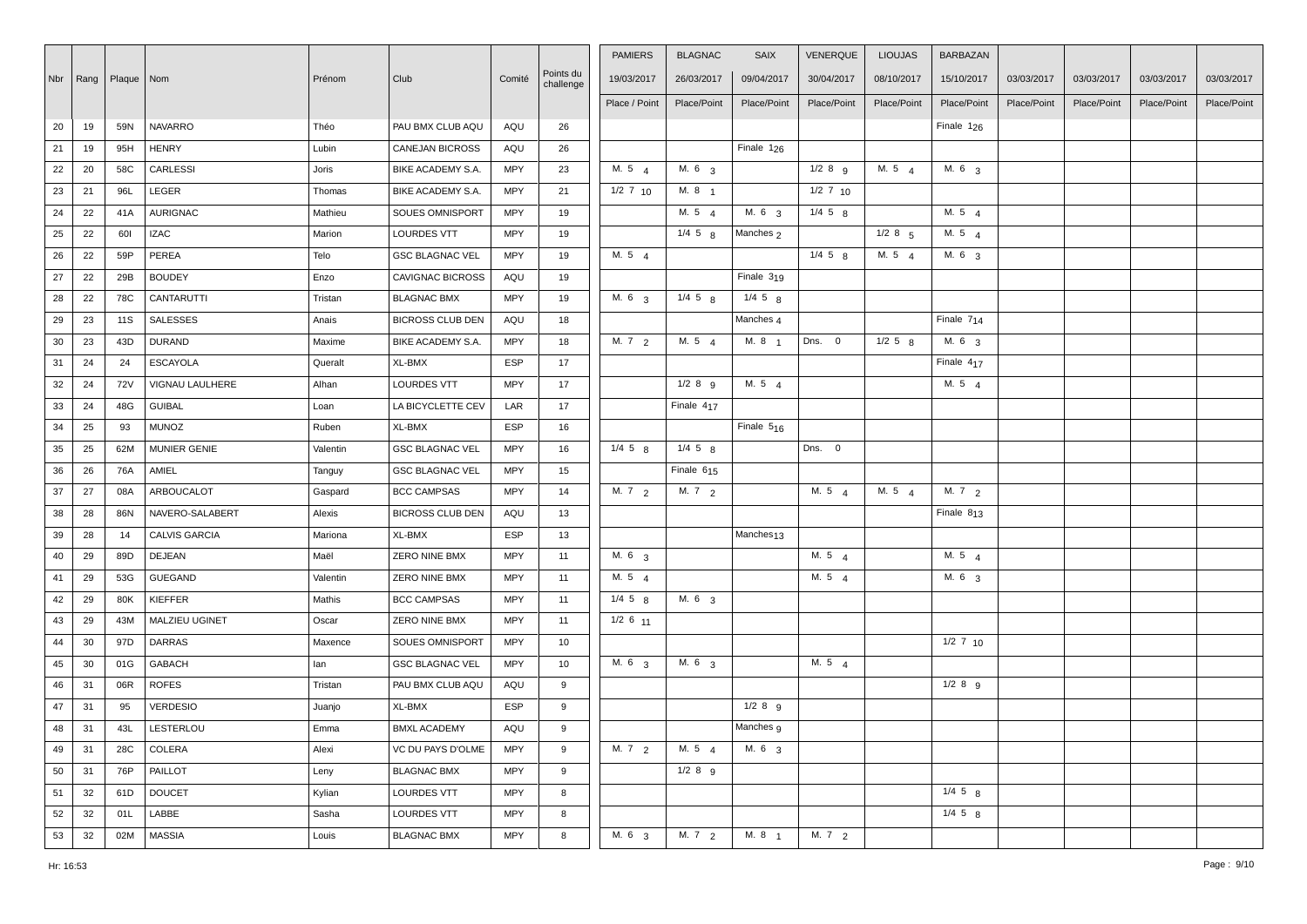| Nbr | Rang | Plaque | Nom | Prénom | Club | Comité | Points du challenge | PAMIERS | BLAGNAC | SAIX | VENERQUE | LIOUJAS | BARBAZAN | | | | |
|---|---|---|---|---|---|---|---|---|---|---|---|---|---|---|---|---|---|
| | | | | | | | | 19/03/2017 | 26/03/2017 | 09/04/2017 | 30/04/2017 | 08/10/2017 | 15/10/2017 | 03/03/2017 | 03/03/2017 | 03/03/2017 | 03/03/2017 |
| | | | | | | | | Place / Point | Place/Point | Place/Point | Place/Point | Place/Point | Place/Point | Place/Point | Place/Point | Place/Point | Place/Point |
| 20 | 19 | 59N | NAVARRO | Théo | PAU BMX CLUB AQU | AQU | 26 | | | | | | Finale 1 26 | | | | |
| 21 | 19 | 95H | HENRY | Lubin | CANEJAN BICROSS | AQU | 26 | | | Finale 1 26 | | | | | | | |
| 22 | 20 | 58C | CARLESSI | Joris | BIKE ACADEMY S.A. | MPY | 23 | M. 5 4 | M. 6 3 | | 1/2 8 9 | M. 5 4 | M. 6 3 | | | | |
| 23 | 21 | 96L | LEGER | Thomas | BIKE ACADEMY S.A. | MPY | 21 | 1/2 7 10 | M. 8 1 | | 1/2 7 10 | | | | | | |
| 24 | 22 | 41A | AURIGNAC | Mathieu | SOUES OMNISPORT | MPY | 19 | | M. 5 4 | M. 6 3 | 1/4 5 8 | | M. 5 4 | | | | |
| 25 | 22 | 60I | IZAC | Marion | LOURDES VTT | MPY | 19 | | 1/4 5 8 | Manches 2 | | 1/2 8 5 | M. 5 4 | | | | |
| 26 | 22 | 59P | PEREA | Telo | GSC BLAGNAC VEL | MPY | 19 | M. 5 4 | | | 1/4 5 8 | M. 5 4 | M. 6 3 | | | | |
| 27 | 22 | 29B | BOUDEY | Enzo | CAVIGNAC BICROSS | AQU | 19 | | | Finale 3 19 | | | | | | | |
| 28 | 22 | 78C | CANTARUTTI | Tristan | BLAGNAC BMX | MPY | 19 | M. 6 3 | 1/4 5 8 | 1/4 5 8 | | | | | | | |
| 29 | 23 | 11S | SALESSES | Anais | BICROSS CLUB DEN | AQU | 18 | | | Manches 4 | | | Finale 7 14 | | | | |
| 30 | 23 | 43D | DURAND | Maxime | BIKE ACADEMY S.A. | MPY | 18 | M. 7 2 | M. 5 4 | M. 8 1 | Dns. 0 | 1/2 5 8 | M. 6 3 | | | | |
| 31 | 24 | 24 | ESCAYOLA | Queralt | XL-BMX | ESP | 17 | | | | | | Finale 4 17 | | | | |
| 32 | 24 | 72V | VIGNAU LAULHERE | Alhan | LOURDES VTT | MPY | 17 | | 1/2 8 9 | M. 5 4 | | | M. 5 4 | | | | |
| 33 | 24 | 48G | GUIBAL | Loan | LA BICYCLETTE CEV | LAR | 17 | | Finale 4 17 | | | | | | | | |
| 34 | 25 | 93 | MUNOZ | Ruben | XL-BMX | ESP | 16 | | | Finale 5 16 | | | | | | | |
| 35 | 25 | 62M | MUNIER GENIE | Valentin | GSC BLAGNAC VEL | MPY | 16 | 1/4 5 8 | 1/4 5 8 | | Dns. 0 | | | | | | |
| 36 | 26 | 76A | AMIEL | Tanguy | GSC BLAGNAC VEL | MPY | 15 | | Finale 6 15 | | | | | | | | |
| 37 | 27 | 08A | ARBOUCALOT | Gaspard | BCC CAMPSAS | MPY | 14 | M. 7 2 | M. 7 2 | | M. 5 4 | M. 5 4 | M. 7 2 | | | | |
| 38 | 28 | 86N | NAVERO-SALABERT | Alexis | BICROSS CLUB DEN | AQU | 13 | | | | | | Finale 8 13 | | | | |
| 39 | 28 | 14 | CALVIS GARCIA | Mariona | XL-BMX | ESP | 13 | | | Manches 13 | | | | | | | |
| 40 | 29 | 89D | DEJEAN | Maël | ZERO NINE BMX | MPY | 11 | M. 6 3 | | | M. 5 4 | | M. 5 4 | | | | |
| 41 | 29 | 53G | GUEGAND | Valentin | ZERO NINE BMX | MPY | 11 | M. 5 4 | | | M. 5 4 | | M. 6 3 | | | | |
| 42 | 29 | 80K | KIEFFER | Mathis | BCC CAMPSAS | MPY | 11 | 1/4 5 8 | M. 6 3 | | | | | | | | |
| 43 | 29 | 43M | MALZIEU UGINET | Oscar | ZERO NINE BMX | MPY | 11 | 1/2 6 11 | | | | | | | | | |
| 44 | 30 | 97D | DARRAS | Maxence | SOUES OMNISPORT | MPY | 10 | | | | | | 1/2 7 10 | | | | |
| 45 | 30 | 01G | GABACH | Ian | GSC BLAGNAC VEL | MPY | 10 | M. 6 3 | M. 6 3 | | M. 5 4 | | | | | | |
| 46 | 31 | 06R | ROFES | Tristan | PAU BMX CLUB AQU | AQU | 9 | | | | | | 1/2 8 9 | | | | |
| 47 | 31 | 95 | VERDESIO | Juanjo | XL-BMX | ESP | 9 | | | 1/2 8 9 | | | | | | | |
| 48 | 31 | 43L | LESTERLOU | Emma | BMXL ACADEMY | AQU | 9 | | | Manches 9 | | | | | | | |
| 49 | 31 | 28C | COLERA | Alexi | VC DU PAYS D'OLME | MPY | 9 | M. 7 2 | M. 5 4 | M. 6 3 | | | | | | | |
| 50 | 31 | 76P | PAILLOT | Leny | BLAGNAC BMX | MPY | 9 | | 1/2 8 9 | | | | | | | | |
| 51 | 32 | 61D | DOUCET | Kylian | LOURDES VTT | MPY | 8 | | | | | | 1/4 5 8 | | | | |
| 52 | 32 | 01L | LABBE | Sasha | LOURDES VTT | MPY | 8 | | | | | | 1/4 5 8 | | | | |
| 53 | 32 | 02M | MASSIA | Louis | BLAGNAC BMX | MPY | 8 | M. 6 3 | M. 7 2 | M. 8 1 | M. 7 2 | | | | | | |

Hr: 16:53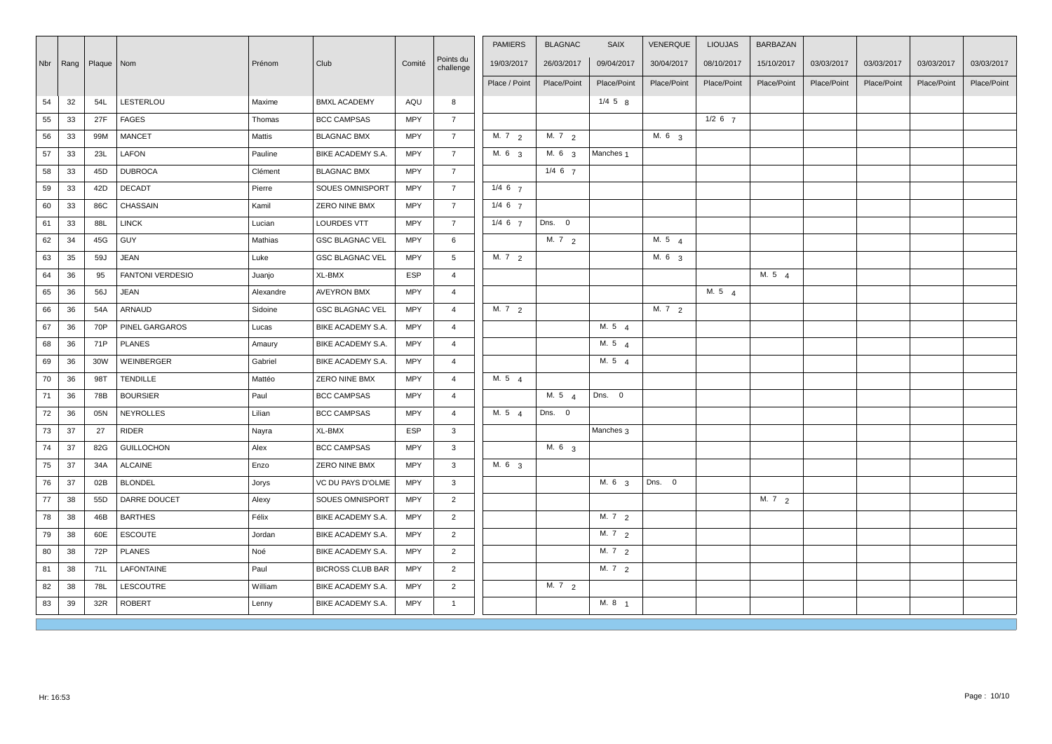| Nbr | Rang | Plaque | Nom | Prénom | Club | Comité | Points du challenge | PAMIERS | BLAGNAC | SAIX | VENERQUE | LIOUJAS | BARBAZAN | | | | |
|---|---|---|---|---|---|---|---|---|---|---|---|---|---|---|---|---|---|
| | | | | | | | | 19/03/2017 | 26/03/2017 | 09/04/2017 | 30/04/2017 | 08/10/2017 | 15/10/2017 | 03/03/2017 | 03/03/2017 | 03/03/2017 | 03/03/2017 |
| | | | | | | | | Place / Point | Place/Point | Place/Point | Place/Point | Place/Point | Place/Point | Place/Point | Place/Point | Place/Point | Place/Point |
| 54 | 32 | 54L | LESTERLOU | Maxime | BMXL ACADEMY | AQU | 8 | | | 1/4 5 8 | | | | | | | |
| 55 | 33 | 27F | FAGES | Thomas | BCC CAMPSAS | MPY | 7 | | | | | 1/2 6 7 | | | | | |
| 56 | 33 | 99M | MANCET | Mattis | BLAGNAC BMX | MPY | 7 | M. 7 2 | M. 7 2 | | M. 6 3 | | | | | | |
| 57 | 33 | 23L | LAFON | Pauline | BIKE ACADEMY S.A. | MPY | 7 | M. 6 3 | M. 6 3 | Manches 1 | | | | | | | |
| 58 | 33 | 45D | DUBROCA | Clément | BLAGNAC BMX | MPY | 7 | | 1/4 6 7 | | | | | | | | |
| 59 | 33 | 42D | DECADT | Pierre | SOUES OMNISPORT | MPY | 7 | 1/4 6 7 | | | | | | | | | |
| 60 | 33 | 86C | CHASSAIN | Kamil | ZERO NINE BMX | MPY | 7 | 1/4 6 7 | | | | | | | | | |
| 61 | 33 | 88L | LINCK | Lucian | LOURDES VTT | MPY | 7 | 1/4 6 7 | Dns. 0 | | | | | | | | |
| 62 | 34 | 45G | GUY | Mathias | GSC BLAGNAC VEL | MPY | 6 | | M. 7 2 | | M. 5 4 | | | | | | |
| 63 | 35 | 59J | JEAN | Luke | GSC BLAGNAC VEL | MPY | 5 | M. 7 2 | | | M. 6 3 | | | | | | |
| 64 | 36 | 95 | FANTONI VERDESIO | Juanjo | XL-BMX | ESP | 4 | | | | | | M. 5 4 | | | | |
| 65 | 36 | 56J | JEAN | Alexandre | AVEYRON BMX | MPY | 4 | | | | | M. 5 4 | | | | | |
| 66 | 36 | 54A | ARNAUD | Sidoine | GSC BLAGNAC VEL | MPY | 4 | M. 7 2 | | | M. 7 2 | | | | | | |
| 67 | 36 | 70P | PINEL GARGAROS | Lucas | BIKE ACADEMY S.A. | MPY | 4 | | | M. 5 4 | | | | | | | |
| 68 | 36 | 71P | PLANES | Amaury | BIKE ACADEMY S.A. | MPY | 4 | | | M. 5 4 | | | | | | | |
| 69 | 36 | 30W | WEINBERGER | Gabriel | BIKE ACADEMY S.A. | MPY | 4 | | | M. 5 4 | | | | | | | |
| 70 | 36 | 98T | TENDILLE | Mattéo | ZERO NINE BMX | MPY | 4 | M. 5 4 | | | | | | | | | |
| 71 | 36 | 78B | BOURSIER | Paul | BCC CAMPSAS | MPY | 4 | | M. 5 4 | Dns. 0 | | | | | | | |
| 72 | 36 | 05N | NEYROLLES | Lilian | BCC CAMPSAS | MPY | 4 | M. 5 4 | Dns. 0 | | | | | | | | |
| 73 | 37 | 27 | RIDER | Nayra | XL-BMX | ESP | 3 | | | Manches 3 | | | | | | | |
| 74 | 37 | 82G | GUILLOCHON | Alex | BCC CAMPSAS | MPY | 3 | | M. 6 3 | | | | | | | | |
| 75 | 37 | 34A | ALCAINE | Enzo | ZERO NINE BMX | MPY | 3 | M. 6 3 | | | | | | | | | |
| 76 | 37 | 02B | BLONDEL | Jorys | VC DU PAYS D'OLME | MPY | 3 | | | M. 6 3 | Dns. 0 | | | | | | |
| 77 | 38 | 55D | DARRE DOUCET | Alexy | SOUES OMNISPORT | MPY | 2 | | | | | | M. 7 2 | | | | |
| 78 | 38 | 46B | BARTHES | Félix | BIKE ACADEMY S.A. | MPY | 2 | | | M. 7 2 | | | | | | | |
| 79 | 38 | 60E | ESCOUTE | Jordan | BIKE ACADEMY S.A. | MPY | 2 | | | M. 7 2 | | | | | | | |
| 80 | 38 | 72P | PLANES | Noé | BIKE ACADEMY S.A. | MPY | 2 | | | M. 7 2 | | | | | | | |
| 81 | 38 | 71L | LAFONTAINE | Paul | BICROSS CLUB BAR | MPY | 2 | | | M. 7 2 | | | | | | | |
| 82 | 38 | 78L | LESCOUTRE | William | BIKE ACADEMY S.A. | MPY | 2 | | M. 7 2 | | | | | | | | |
| 83 | 39 | 32R | ROBERT | Lenny | BIKE ACADEMY S.A. | MPY | 1 | | | M. 8 1 | | | | | | | |

Hr: 16:53